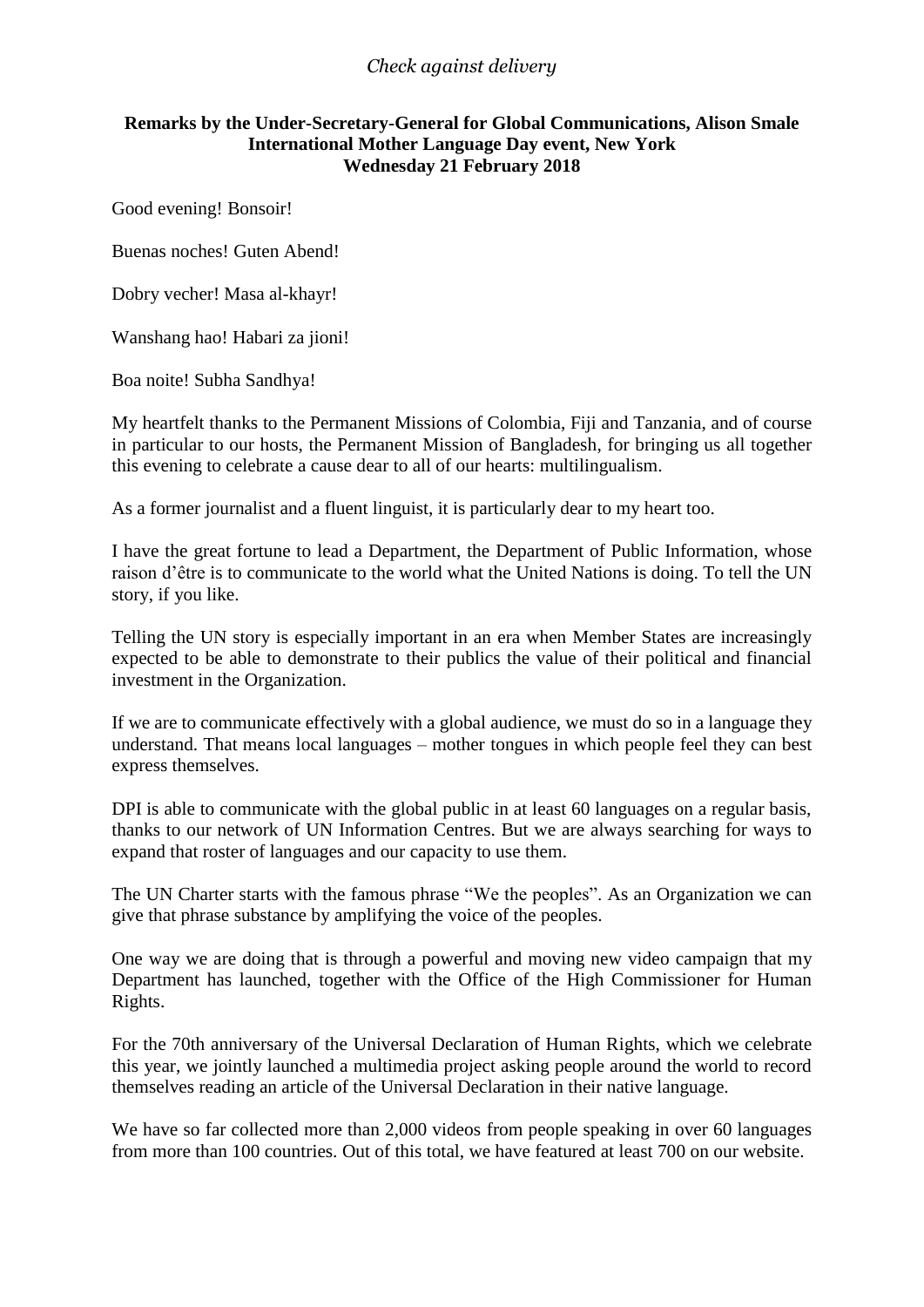*Check against delivery*

**Remarks by the Under-Secretary-General for Global Communications, Alison Smale**
**International Mother Language Day event, New York**
**Wednesday 21 February 2018**

Good evening! Bonsoir!

Buenas noches! Guten Abend!

Dobry vecher! Masa al-khayr!

Wanshang hao! Habari za jioni!

Boa noite! Subha Sandhya!

My heartfelt thanks to the Permanent Missions of Colombia, Fiji and Tanzania, and of course in particular to our hosts, the Permanent Mission of Bangladesh, for bringing us all together this evening to celebrate a cause dear to all of our hearts: multilingualism.

As a former journalist and a fluent linguist, it is particularly dear to my heart too.

I have the great fortune to lead a Department, the Department of Public Information, whose raison d'être is to communicate to the world what the United Nations is doing. To tell the UN story, if you like.

Telling the UN story is especially important in an era when Member States are increasingly expected to be able to demonstrate to their publics the value of their political and financial investment in the Organization.

If we are to communicate effectively with a global audience, we must do so in a language they understand. That means local languages – mother tongues in which people feel they can best express themselves.

DPI is able to communicate with the global public in at least 60 languages on a regular basis, thanks to our network of UN Information Centres. But we are always searching for ways to expand that roster of languages and our capacity to use them.

The UN Charter starts with the famous phrase "We the peoples". As an Organization we can give that phrase substance by amplifying the voice of the peoples.

One way we are doing that is through a powerful and moving new video campaign that my Department has launched, together with the Office of the High Commissioner for Human Rights.

For the 70th anniversary of the Universal Declaration of Human Rights, which we celebrate this year, we jointly launched a multimedia project asking people around the world to record themselves reading an article of the Universal Declaration in their native language.

We have so far collected more than 2,000 videos from people speaking in over 60 languages from more than 100 countries. Out of this total, we have featured at least 700 on our website.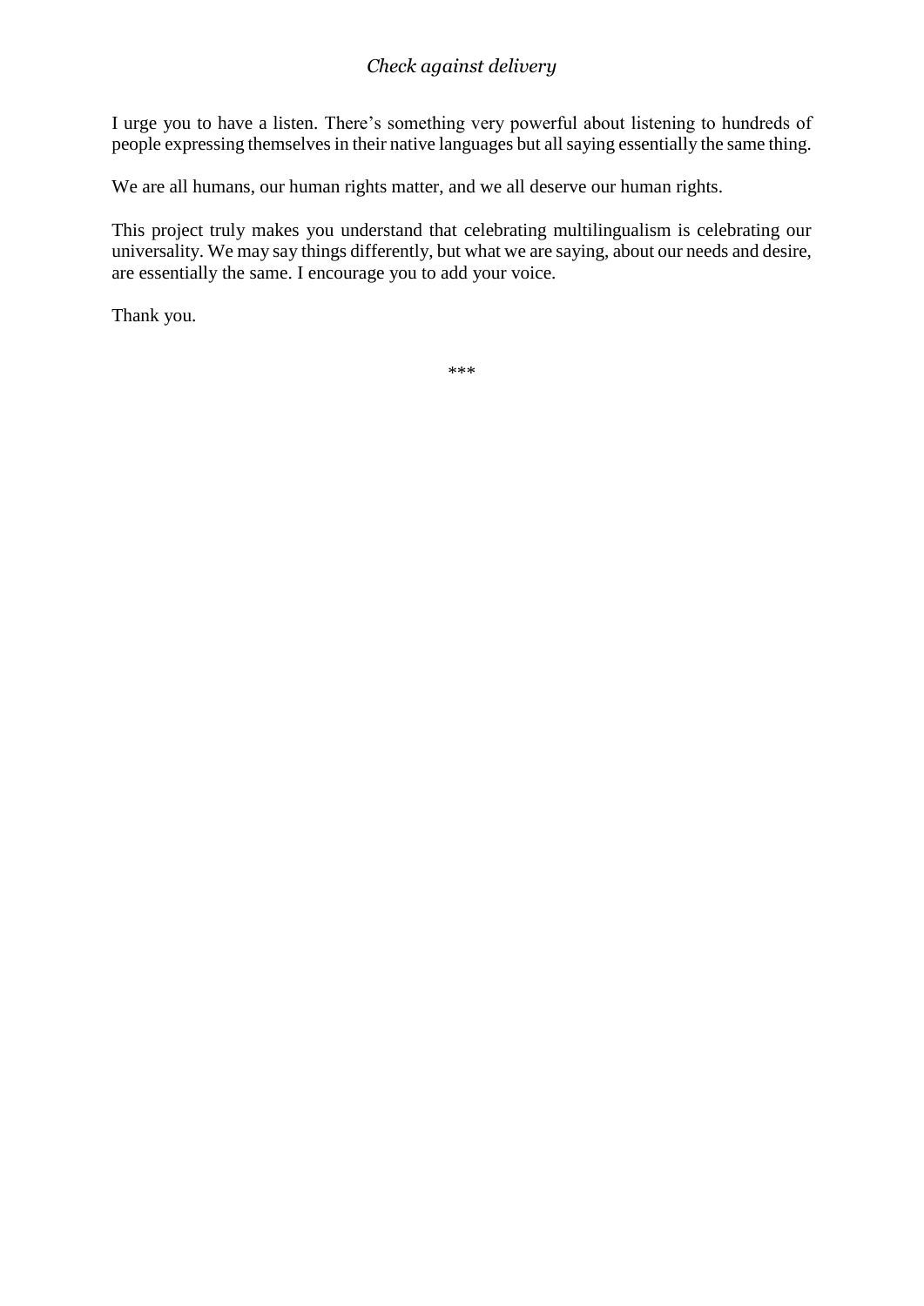I urge you to have a listen. There's something very powerful about listening to hundreds of people expressing themselves in their native languages but all saying essentially the same thing.

We are all humans, our human rights matter, and we all deserve our human rights.

This project truly makes you understand that celebrating multilingualism is celebrating our universality. We may say things differently, but what we are saying, about our needs and desire, are essentially the same. I encourage you to add your voice.

Thank you.

***